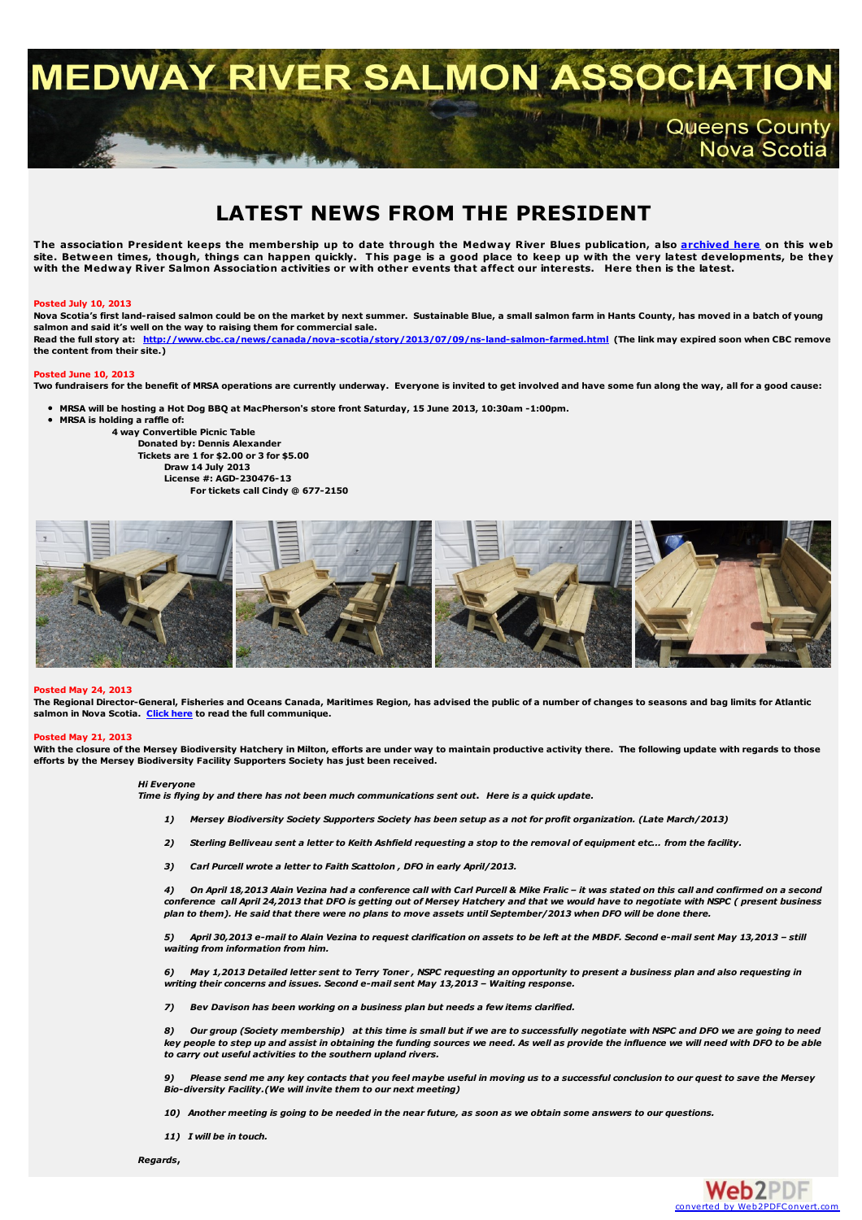# MEDWAY RIVER SALMON ASSOCIATION

Queens County
Nova Scotia

## LATEST NEWS FROM THE PRESIDENT

**The association President keeps the membership up to date through the Medway River Blues publication, also archived here on this web site. Between times, though, things can happen quickly. This page is a good place to keep up with the very latest developments, be they with the Medway River Salmon Association activities or with other events that affect our interests. Here then is the latest.**

**Posted July 10, 2013**

**Nova Scotia's first land-raised salmon could be on the market by next summer. Sustainable Blue, a small salmon farm in Hants County, has moved in a batch of young salmon and said it's well on the way to raising them for commercial sale.**
**Read the full story at: http://www.cbc.ca/news/canada/nova-scotia/story/2013/07/09/ns-land-salmon-farmed.html (The link may expired soon when CBC remove the content from their site.)**

**Posted June 10, 2013**

**Two fundraisers for the benefit of MRSA operations are currently underway. Everyone is invited to get involved and have some fun along the way, all for a good cause:**

- **MRSA will be hosting a Hot Dog BBQ at MacPherson's store front Saturday, 15 June 2013, 10:30am -1:00pm.**
- **MRSA is holding a raffle of:**

  **4 way Convertible Picnic Table**
  **Donated by: Dennis Alexander**
  **Tickets are 1 for $2.00 or 3 for $5.00**
  **Draw 14 July 2013**
  **License #: AGD-230476-13**
  **For tickets call Cindy @ 677-2150**

**Posted May 24, 2013**

**The Regional Director-General, Fisheries and Oceans Canada, Maritimes Region, has advised the public of a number of changes to seasons and bag limits for Atlantic salmon in Nova Scotia. Click here to read the full communique.**

**Posted May 21, 2013**

**With the closure of the Mersey Biodiversity Hatchery in Milton, efforts are under way to maintain productive activity there. The following update with regards to those efforts by the Mersey Biodiversity Facility Supporters Society has just been received.**

> ***Hi Everyone***
> ***Time is flying by and there has not been much communications sent out. Here is a quick update.***
>
> ***1) Mersey Biodiversity Society Supporters Society has been setup as a not for profit organization. (Late March/2013)***
>
> ***2) Sterling Belliveau sent a letter to Keith Ashfield requesting a stop to the removal of equipment etc... from the facility.***
>
> ***3) Carl Purcell wrote a letter to Faith Scattolon , DFO in early April/2013.***
>
> ***4) On April 18,2013 Alain Vezina had a conference call with Carl Purcell & Mike Fralic – it was stated on this call and confirmed on a second conference call April 24,2013 that DFO is getting out of Mersey Hatchery and that we would have to negotiate with NSPC ( present business plan to them). He said that there were no plans to move assets until September/2013 when DFO will be done there.***
>
> ***5) April 30,2013 e-mail to Alain Vezina to request clarification on assets to be left at the MBDF. Second e-mail sent May 13,2013 – still waiting from information from him.***
>
> ***6) May 1,2013 Detailed letter sent to Terry Toner , NSPC requesting an opportunity to present a business plan and also requesting in writing their concerns and issues. Second e-mail sent May 13,2013 – Waiting response.***
>
> ***7) Bev Davison has been working on a business plan but needs a few items clarified.***
>
> ***8) Our group (Society membership) at this time is small but if we are to successfully negotiate with NSPC and DFO we are going to need key people to step up and assist in obtaining the funding sources we need. As well as provide the influence we will need with DFO to be able to carry out useful activities to the southern upland rivers.***
>
> ***9) Please send me any key contacts that you feel maybe useful in moving us to a successful conclusion to our quest to save the Mersey Bio-diversity Facility.(We will invite them to our next meeting)***
>
> ***10) Another meeting is going to be needed in the near future, as soon as we obtain some answers to our questions.***
>
> ***11) I will be in touch.***
>
> ***Regards,***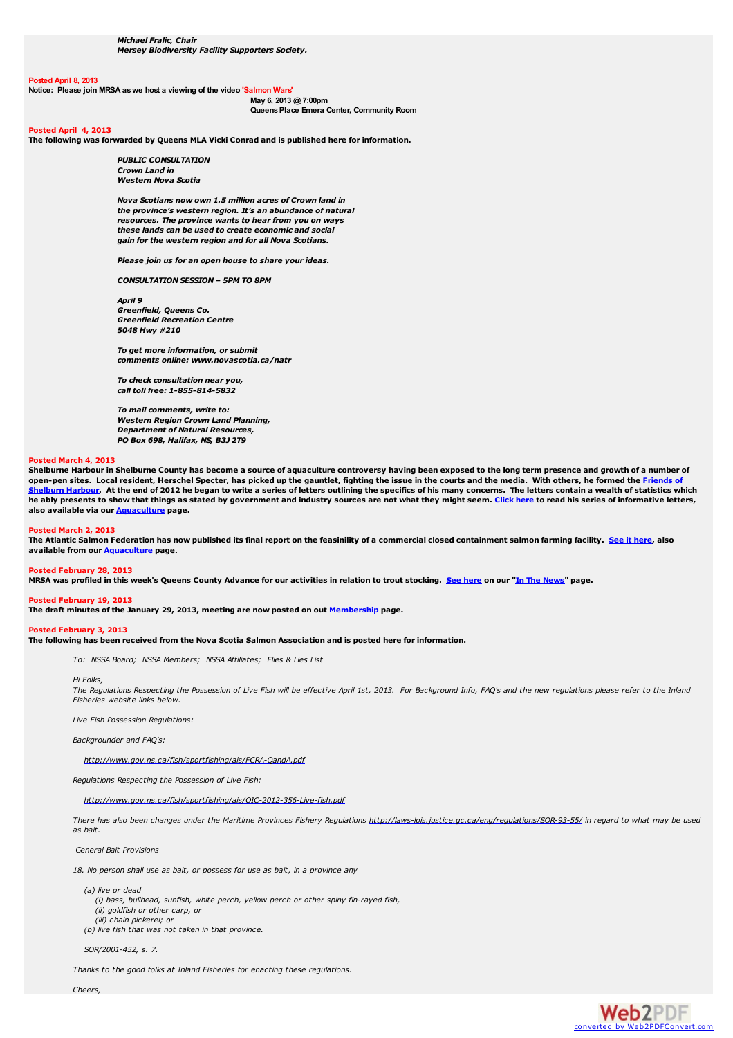***Michael Fralic, Chair***
***Mersey Biodiversity Facility Supporters Society.***

**Posted April 8, 2013**

**Notice: Please join MRSA as we host a viewing of the video 'Salmon Wars'**

**May 6, 2013 @ 7:00pm**
**Queens Place Emera Center, Community Room**

**Posted April 4, 2013**

**The following was forwarded by Queens MLA Vicki Conrad and is published here for information.**

***PUBLIC CONSULTATION***
***Crown Land in***
***Western Nova Scotia***

***Nova Scotians now own 1.5 million acres of Crown land in the province's western region. It's an abundance of natural resources. The province wants to hear from you on ways these lands can be used to create economic and social gain for the western region and for all Nova Scotians.***

***Please join us for an open house to share your ideas.***

***CONSULTATION SESSION – 5PM TO 8PM***

***April 9***
***Greenfield, Queens Co.***
***Greenfield Recreation Centre***
***5048 Hwy #210***

***To get more information, or submit comments online: www.novascotia.ca/natr***

***To check consultation near you, call toll free: 1-855-814-5832***

***To mail comments, write to:***
***Western Region Crown Land Planning,***
***Department of Natural Resources,***
***PO Box 698, Halifax, NS, B3J 2T9***

**Posted March 4, 2013**

**Shelburne Harbour in Shelburne County has become a source of aquaculture controversy having been exposed to the long term presence and growth of a number of open-pen sites. Local resident, Herschel Specter, has picked up the gauntlet, fighting the issue in the courts and the media. With others, he formed the Friends of Shelburn Harbour. At the end of 2012 he began to write a series of letters outlining the specifics of his many concerns. The letters contain a wealth of statistics which he ably presents to show that things as stated by government and industry sources are not what they might seem. Click here to read his series of informative letters, also available via our Aquaculture page.**

**Posted March 2, 2013**

**The Atlantic Salmon Federation has now published its final report on the feasinility of a commercial closed containment salmon farming facility. See it here, also available from our Aquaculture page.**

**Posted February 28, 2013**

**MRSA was profiled in this week's Queens County Advance for our activities in relation to trout stocking. See here on our "In The News" page.**

**Posted February 19, 2013**

**The draft minutes of the January 29, 2013, meeting are now posted on out Membership page.**

**Posted February 3, 2013**

**The following has been received from the Nova Scotia Salmon Association and is posted here for information.**

*To: NSSA Board; NSSA Members; NSSA Affiliates; Flies & Lies List*

*Hi Folks,*
*The Regulations Respecting the Possession of Live Fish will be effective April 1st, 2013. For Background Info, FAQ's and the new regulations please refer to the Inland Fisheries website links below.*

*Live Fish Possession Regulations:*

*Backgrounder and FAQ's:*

*http://www.gov.ns.ca/fish/sportfishing/ais/FCRA-QandA.pdf*

*Regulations Respecting the Possession of Live Fish:*

*http://www.gov.ns.ca/fish/sportfishing/ais/OIC-2012-356-Live-fish.pdf*

*There has also been changes under the Maritime Provinces Fishery Regulations http://laws-lois.justice.gc.ca/eng/regulations/SOR-93-55/ in regard to what may be used as bait.*

*General Bait Provisions*

*18. No person shall use as bait, or possess for use as bait, in a province any*

*(a) live or dead*
*(i) bass, bullhead, sunfish, white perch, yellow perch or other spiny fin-rayed fish,*
*(ii) goldfish or other carp, or*
*(iii) chain pickerel; or*
*(b) live fish that was not taken in that province.*

*SOR/2001-452, s. 7.*

*Thanks to the good folks at Inland Fisheries for enacting these regulations.*

*Cheers,*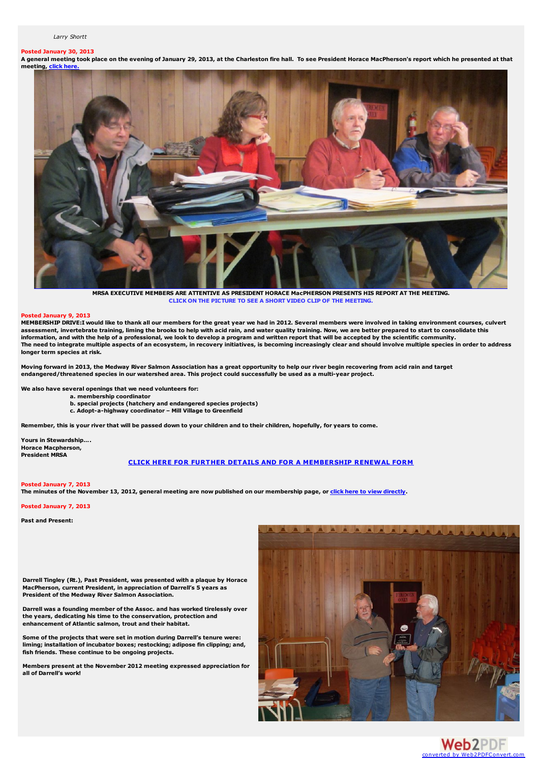*Larry Shortt*

**Posted January 30, 2013**

**A general meeting took place on the evening of January 29, 2013, at the Charleston fire hall. To see President Horace MacPherson's report which he presented at that meeting, click here.**

**MRSA EXECUTIVE MEMBERS ARE ATTENTIVE AS PRESIDENT HORACE MacPHERSON PRESENTS HIS REPORT AT THE MEETING.**

**CLICK ON THE PICTURE TO SEE A SHORT VIDEO CLIP OF THE MEETING.**

**Posted January 9, 2013**

**MEMBERSHIP DRIVE:I would like to thank all our members for the great year we had in 2012. Several members were involved in taking environment courses, culvert assessment, invertebrate training, liming the brooks to help with acid rain, and water quality training. Now, we are better prepared to start to consolidate this information, and with the help of a professional, we look to develop a program and written report that will be accepted by the scientific community.**

**The need to integrate multiple aspects of an ecosystem, in recovery initiatives, is becoming increasingly clear and should involve multiple species in order to address longer term species at risk.**

**Moving forward in 2013, the Medway River Salmon Association has a great opportunity to help our river begin recovering from acid rain and target endangered/threatened species in our watershed area. This project could successfully be used as a multi-year project.**

**We also have several openings that we need volunteers for:**

- **a. membership coordinator**
- **b. special projects (hatchery and endangered species projects)**
- **c. Adopt-a-highway coordinator – Mill Village to Greenfield**

**Remember, this is your river that will be passed down to your children and to their children, hopefully, for years to come.**

**Yours in Stewardship....**
**Horace Macpherson,**
**President MRSA**

**CLICK HERE FOR FURTHER DETAILS AND FOR A MEMBERSHIP RENEWAL FORM**

**Posted January 7, 2013**

**The minutes of the November 13, 2012, general meeting are now published on our membership page, or click here to view directly.**

**Posted January 7, 2013**

**Past and Present:**

**Darrell Tingley (Rt.), Past President, was presented with a plaque by Horace MacPherson, current President, in appreciation of Darrell's 5 years as President of the Medway River Salmon Association.**

**Darrell was a founding member of the Assoc. and has worked tirelessly over the years, dedicating his time to the conservation, protection and enhancement of Atlantic salmon, trout and their habitat.**

**Some of the projects that were set in motion during Darrell's tenure were: liming; installation of incubator boxes; restocking; adipose fin clipping; and, fish friends. These continue to be ongoing projects.**

**Members present at the November 2012 meeting expressed appreciation for all of Darrell's work!**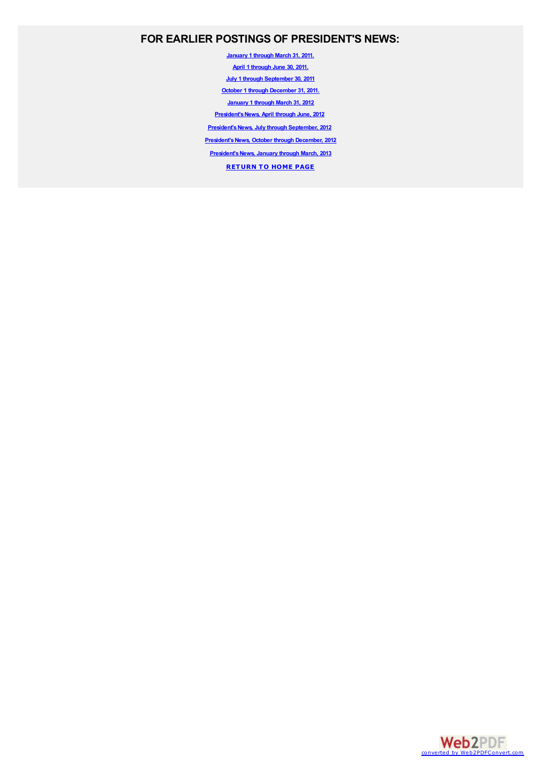## FOR EARLIER POSTINGS OF PRESIDENT'S NEWS:

January 1 through March 31, 2011.

April 1 through June 30, 2011.

July 1 through September 30, 2011

October 1 through December 31, 2011.

January 1 through March 31, 2012

President's News, April through June, 2012

President's News, July through September, 2012

President's News, October through December, 2012

President's News, January through March, 2013

**RETURN TO HOME PAGE**